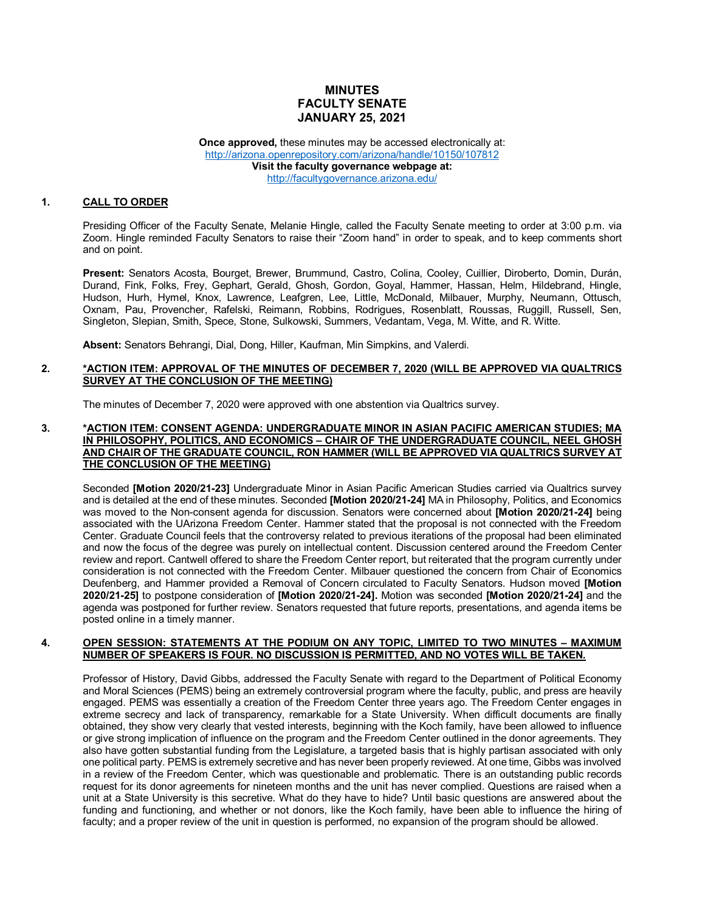# MINUTES
# FACULTY SENATE
# JANUARY 25, 2021

**Once approved,** these minutes may be accessed electronically at:
http://arizona.openrepository.com/arizona/handle/10150/107812
**Visit the faculty governance webpage at:**
http://facultygovernance.arizona.edu/

## 1. CALL TO ORDER

Presiding Officer of the Faculty Senate, Melanie Hingle, called the Faculty Senate meeting to order at 3:00 p.m. via Zoom. Hingle reminded Faculty Senators to raise their "Zoom hand" in order to speak, and to keep comments short and on point.

**Present:** Senators Acosta, Bourget, Brewer, Brummund, Castro, Colina, Cooley, Cuillier, Diroberto, Domin, Durán, Durand, Fink, Folks, Frey, Gephart, Gerald, Ghosh, Gordon, Goyal, Hammer, Hassan, Helm, Hildebrand, Hingle, Hudson, Hurh, Hymel, Knox, Lawrence, Leafgren, Lee, Little, McDonald, Milbauer, Murphy, Neumann, Ottusch, Oxnam, Pau, Provencher, Rafelski, Reimann, Robbins, Rodrigues, Rosenblatt, Roussas, Ruggill, Russell, Sen, Singleton, Slepian, Smith, Spece, Stone, Sulkowski, Summers, Vedantam, Vega, M. Witte, and R. Witte.

**Absent:** Senators Behrangi, Dial, Dong, Hiller, Kaufman, Min Simpkins, and Valerdi.

## 2. *ACTION ITEM: APPROVAL OF THE MINUTES OF DECEMBER 7, 2020 (WILL BE APPROVED VIA QUALTRICS SURVEY AT THE CONCLUSION OF THE MEETING)

The minutes of December 7, 2020 were approved with one abstention via Qualtrics survey.

## 3. *ACTION ITEM: CONSENT AGENDA: UNDERGRADUATE MINOR IN ASIAN PACIFIC AMERICAN STUDIES; MA IN PHILOSOPHY, POLITICS, AND ECONOMICS – CHAIR OF THE UNDERGRADUATE COUNCIL, NEEL GHOSH AND CHAIR OF THE GRADUATE COUNCIL, RON HAMMER (WILL BE APPROVED VIA QUALTRICS SURVEY AT THE CONCLUSION OF THE MEETING)

Seconded **[Motion 2020/21-23]** Undergraduate Minor in Asian Pacific American Studies carried via Qualtrics survey and is detailed at the end of these minutes. Seconded **[Motion 2020/21-24]** MA in Philosophy, Politics, and Economics was moved to the Non-consent agenda for discussion. Senators were concerned about **[Motion 2020/21-24]** being associated with the UArizona Freedom Center. Hammer stated that the proposal is not connected with the Freedom Center. Graduate Council feels that the controversy related to previous iterations of the proposal had been eliminated and now the focus of the degree was purely on intellectual content. Discussion centered around the Freedom Center review and report. Cantwell offered to share the Freedom Center report, but reiterated that the program currently under consideration is not connected with the Freedom Center. Milbauer questioned the concern from Chair of Economics Deufenberg, and Hammer provided a Removal of Concern circulated to Faculty Senators. Hudson moved **[Motion 2020/21-25]** to postpone consideration of **[Motion 2020/21-24].** Motion was seconded **[Motion 2020/21-24]** and the agenda was postponed for further review. Senators requested that future reports, presentations, and agenda items be posted online in a timely manner.

## 4. OPEN SESSION: STATEMENTS AT THE PODIUM ON ANY TOPIC, LIMITED TO TWO MINUTES – MAXIMUM NUMBER OF SPEAKERS IS FOUR. NO DISCUSSION IS PERMITTED, AND NO VOTES WILL BE TAKEN.

Professor of History, David Gibbs, addressed the Faculty Senate with regard to the Department of Political Economy and Moral Sciences (PEMS) being an extremely controversial program where the faculty, public, and press are heavily engaged. PEMS was essentially a creation of the Freedom Center three years ago. The Freedom Center engages in extreme secrecy and lack of transparency, remarkable for a State University. When difficult documents are finally obtained, they show very clearly that vested interests, beginning with the Koch family, have been allowed to influence or give strong implication of influence on the program and the Freedom Center outlined in the donor agreements. They also have gotten substantial funding from the Legislature, a targeted basis that is highly partisan associated with only one political party. PEMS is extremely secretive and has never been properly reviewed. At one time, Gibbs was involved in a review of the Freedom Center, which was questionable and problematic. There is an outstanding public records request for its donor agreements for nineteen months and the unit has never complied. Questions are raised when a unit at a State University is this secretive. What do they have to hide? Until basic questions are answered about the funding and functioning, and whether or not donors, like the Koch family, have been able to influence the hiring of faculty; and a proper review of the unit in question is performed, no expansion of the program should be allowed.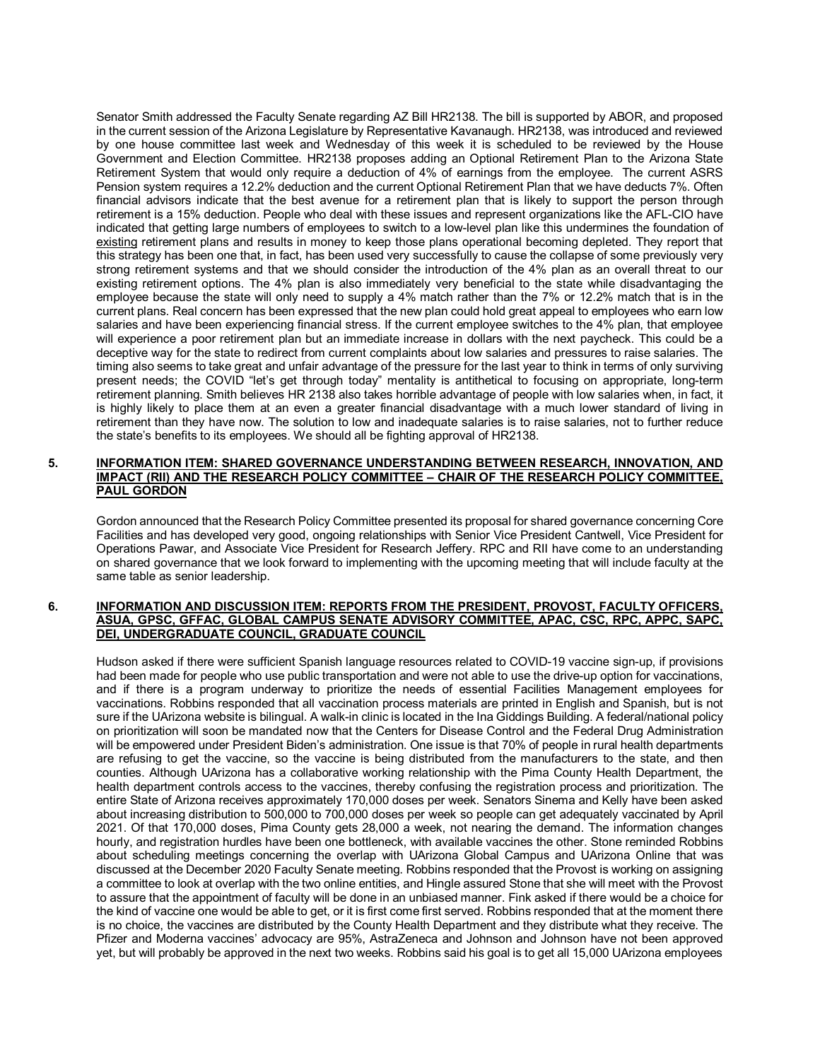Senator Smith addressed the Faculty Senate regarding AZ Bill HR2138. The bill is supported by ABOR, and proposed in the current session of the Arizona Legislature by Representative Kavanaugh. HR2138, was introduced and reviewed by one house committee last week and Wednesday of this week it is scheduled to be reviewed by the House Government and Election Committee. HR2138 proposes adding an Optional Retirement Plan to the Arizona State Retirement System that would only require a deduction of 4% of earnings from the employee. The current ASRS Pension system requires a 12.2% deduction and the current Optional Retirement Plan that we have deducts 7%. Often financial advisors indicate that the best avenue for a retirement plan that is likely to support the person through retirement is a 15% deduction. People who deal with these issues and represent organizations like the AFL-CIO have indicated that getting large numbers of employees to switch to a low-level plan like this undermines the foundation of existing retirement plans and results in money to keep those plans operational becoming depleted. They report that this strategy has been one that, in fact, has been used very successfully to cause the collapse of some previously very strong retirement systems and that we should consider the introduction of the 4% plan as an overall threat to our existing retirement options. The 4% plan is also immediately very beneficial to the state while disadvantaging the employee because the state will only need to supply a 4% match rather than the 7% or 12.2% match that is in the current plans. Real concern has been expressed that the new plan could hold great appeal to employees who earn low salaries and have been experiencing financial stress. If the current employee switches to the 4% plan, that employee will experience a poor retirement plan but an immediate increase in dollars with the next paycheck. This could be a deceptive way for the state to redirect from current complaints about low salaries and pressures to raise salaries. The timing also seems to take great and unfair advantage of the pressure for the last year to think in terms of only surviving present needs; the COVID "let's get through today" mentality is antithetical to focusing on appropriate, long-term retirement planning. Smith believes HR 2138 also takes horrible advantage of people with low salaries when, in fact, it is highly likely to place them at an even a greater financial disadvantage with a much lower standard of living in retirement than they have now. The solution to low and inadequate salaries is to raise salaries, not to further reduce the state's benefits to its employees. We should all be fighting approval of HR2138.

## 5. INFORMATION ITEM: SHARED GOVERNANCE UNDERSTANDING BETWEEN RESEARCH, INNOVATION, AND IMPACT (RII) AND THE RESEARCH POLICY COMMITTEE – CHAIR OF THE RESEARCH POLICY COMMITTEE, PAUL GORDON

Gordon announced that the Research Policy Committee presented its proposal for shared governance concerning Core Facilities and has developed very good, ongoing relationships with Senior Vice President Cantwell, Vice President for Operations Pawar, and Associate Vice President for Research Jeffery. RPC and RII have come to an understanding on shared governance that we look forward to implementing with the upcoming meeting that will include faculty at the same table as senior leadership.

## 6. INFORMATION AND DISCUSSION ITEM: REPORTS FROM THE PRESIDENT, PROVOST, FACULTY OFFICERS, ASUA, GPSC, GFFAC, GLOBAL CAMPUS SENATE ADVISORY COMMITTEE, APAC, CSC, RPC, APPC, SAPC, DEI, UNDERGRADUATE COUNCIL, GRADUATE COUNCIL

Hudson asked if there were sufficient Spanish language resources related to COVID-19 vaccine sign-up, if provisions had been made for people who use public transportation and were not able to use the drive-up option for vaccinations, and if there is a program underway to prioritize the needs of essential Facilities Management employees for vaccinations. Robbins responded that all vaccination process materials are printed in English and Spanish, but is not sure if the UArizona website is bilingual. A walk-in clinic is located in the Ina Giddings Building. A federal/national policy on prioritization will soon be mandated now that the Centers for Disease Control and the Federal Drug Administration will be empowered under President Biden's administration. One issue is that 70% of people in rural health departments are refusing to get the vaccine, so the vaccine is being distributed from the manufacturers to the state, and then counties. Although UArizona has a collaborative working relationship with the Pima County Health Department, the health department controls access to the vaccines, thereby confusing the registration process and prioritization. The entire State of Arizona receives approximately 170,000 doses per week. Senators Sinema and Kelly have been asked about increasing distribution to 500,000 to 700,000 doses per week so people can get adequately vaccinated by April 2021. Of that 170,000 doses, Pima County gets 28,000 a week, not nearing the demand. The information changes hourly, and registration hurdles have been one bottleneck, with available vaccines the other. Stone reminded Robbins about scheduling meetings concerning the overlap with UArizona Global Campus and UArizona Online that was discussed at the December 2020 Faculty Senate meeting. Robbins responded that the Provost is working on assigning a committee to look at overlap with the two online entities, and Hingle assured Stone that she will meet with the Provost to assure that the appointment of faculty will be done in an unbiased manner. Fink asked if there would be a choice for the kind of vaccine one would be able to get, or it is first come first served. Robbins responded that at the moment there is no choice, the vaccines are distributed by the County Health Department and they distribute what they receive. The Pfizer and Moderna vaccines' advocacy are 95%, AstraZeneca and Johnson and Johnson have not been approved yet, but will probably be approved in the next two weeks. Robbins said his goal is to get all 15,000 UArizona employees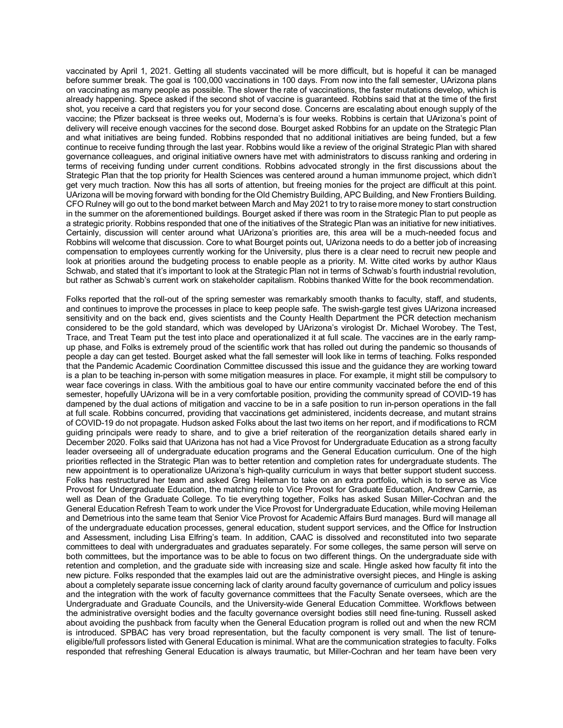vaccinated by April 1, 2021. Getting all students vaccinated will be more difficult, but is hopeful it can be managed before summer break. The goal is 100,000 vaccinations in 100 days. From now into the fall semester, UArizona plans on vaccinating as many people as possible. The slower the rate of vaccinations, the faster mutations develop, which is already happening. Spece asked if the second shot of vaccine is guaranteed. Robbins said that at the time of the first shot, you receive a card that registers you for your second dose. Concerns are escalating about enough supply of the vaccine; the Pfizer backseat is three weeks out, Moderna's is four weeks. Robbins is certain that UArizona's point of delivery will receive enough vaccines for the second dose. Bourget asked Robbins for an update on the Strategic Plan and what initiatives are being funded. Robbins responded that no additional initiatives are being funded, but a few continue to receive funding through the last year. Robbins would like a review of the original Strategic Plan with shared governance colleagues, and original initiative owners have met with administrators to discuss ranking and ordering in terms of receiving funding under current conditions. Robbins advocated strongly in the first discussions about the Strategic Plan that the top priority for Health Sciences was centered around a human immunome project, which didn't get very much traction. Now this has all sorts of attention, but freeing monies for the project are difficult at this point. UArizona will be moving forward with bonding for the Old Chemistry Building, APC Building, and New Frontiers Building. CFO Rulney will go out to the bond market between March and May 2021 to try to raise more money to start construction in the summer on the aforementioned buildings. Bourget asked if there was room in the Strategic Plan to put people as a strategic priority. Robbins responded that one of the initiatives of the Strategic Plan was an initiative for new initiatives. Certainly, discussion will center around what UArizona's priorities are, this area will be a much-needed focus and Robbins will welcome that discussion. Core to what Bourget points out, UArizona needs to do a better job of increasing compensation to employees currently working for the University, plus there is a clear need to recruit new people and look at priorities around the budgeting process to enable people as a priority. M. Witte cited works by author Klaus Schwab, and stated that it's important to look at the Strategic Plan not in terms of Schwab's fourth industrial revolution, but rather as Schwab's current work on stakeholder capitalism. Robbins thanked Witte for the book recommendation.

Folks reported that the roll-out of the spring semester was remarkably smooth thanks to faculty, staff, and students, and continues to improve the processes in place to keep people safe. The swish-gargle test gives UArizona increased sensitivity and on the back end, gives scientists and the County Health Department the PCR detection mechanism considered to be the gold standard, which was developed by UArizona's virologist Dr. Michael Worobey. The Test, Trace, and Treat Team put the test into place and operationalized it at full scale. The vaccines are in the early ramp-up phase, and Folks is extremely proud of the scientific work that has rolled out during the pandemic so thousands of people a day can get tested. Bourget asked what the fall semester will look like in terms of teaching. Folks responded that the Pandemic Academic Coordination Committee discussed this issue and the guidance they are working toward is a plan to be teaching in-person with some mitigation measures in place. For example, it might still be compulsory to wear face coverings in class. With the ambitious goal to have our entire community vaccinated before the end of this semester, hopefully UArizona will be in a very comfortable position, providing the community spread of COVID-19 has dampened by the dual actions of mitigation and vaccine to be in a safe position to run in-person operations in the fall at full scale. Robbins concurred, providing that vaccinations get administered, incidents decrease, and mutant strains of COVID-19 do not propagate. Hudson asked Folks about the last two items on her report, and if modifications to RCM guiding principals were ready to share, and to give a brief reiteration of the reorganization details shared early in December 2020. Folks said that UArizona has not had a Vice Provost for Undergraduate Education as a strong faculty leader overseeing all of undergraduate education programs and the General Education curriculum. One of the high priorities reflected in the Strategic Plan was to better retention and completion rates for undergraduate students. The new appointment is to operationalize UArizona's high-quality curriculum in ways that better support student success. Folks has restructured her team and asked Greg Heileman to take on an extra portfolio, which is to serve as Vice Provost for Undergraduate Education, the matching role to Vice Provost for Graduate Education, Andrew Carnie, as well as Dean of the Graduate College. To tie everything together, Folks has asked Susan Miller-Cochran and the General Education Refresh Team to work under the Vice Provost for Undergraduate Education, while moving Heileman and Demetrious into the same team that Senior Vice Provost for Academic Affairs Burd manages. Burd will manage all of the undergraduate education processes, general education, student support services, and the Office for Instruction and Assessment, including Lisa Elfring's team. In addition, CAAC is dissolved and reconstituted into two separate committees to deal with undergraduates and graduates separately. For some colleges, the same person will serve on both committees, but the importance was to be able to focus on two different things. On the undergraduate side with retention and completion, and the graduate side with increasing size and scale. Hingle asked how faculty fit into the new picture. Folks responded that the examples laid out are the administrative oversight pieces, and Hingle is asking about a completely separate issue concerning lack of clarity around faculty governance of curriculum and policy issues and the integration with the work of faculty governance committees that the Faculty Senate oversees, which are the Undergraduate and Graduate Councils, and the University-wide General Education Committee. Workflows between the administrative oversight bodies and the faculty governance oversight bodies still need fine-tuning. Russell asked about avoiding the pushback from faculty when the General Education program is rolled out and when the new RCM is introduced. SPBAC has very broad representation, but the faculty component is very small. The list of tenure-eligible/full professors listed with General Education is minimal. What are the communication strategies to faculty. Folks responded that refreshing General Education is always traumatic, but Miller-Cochran and her team have been very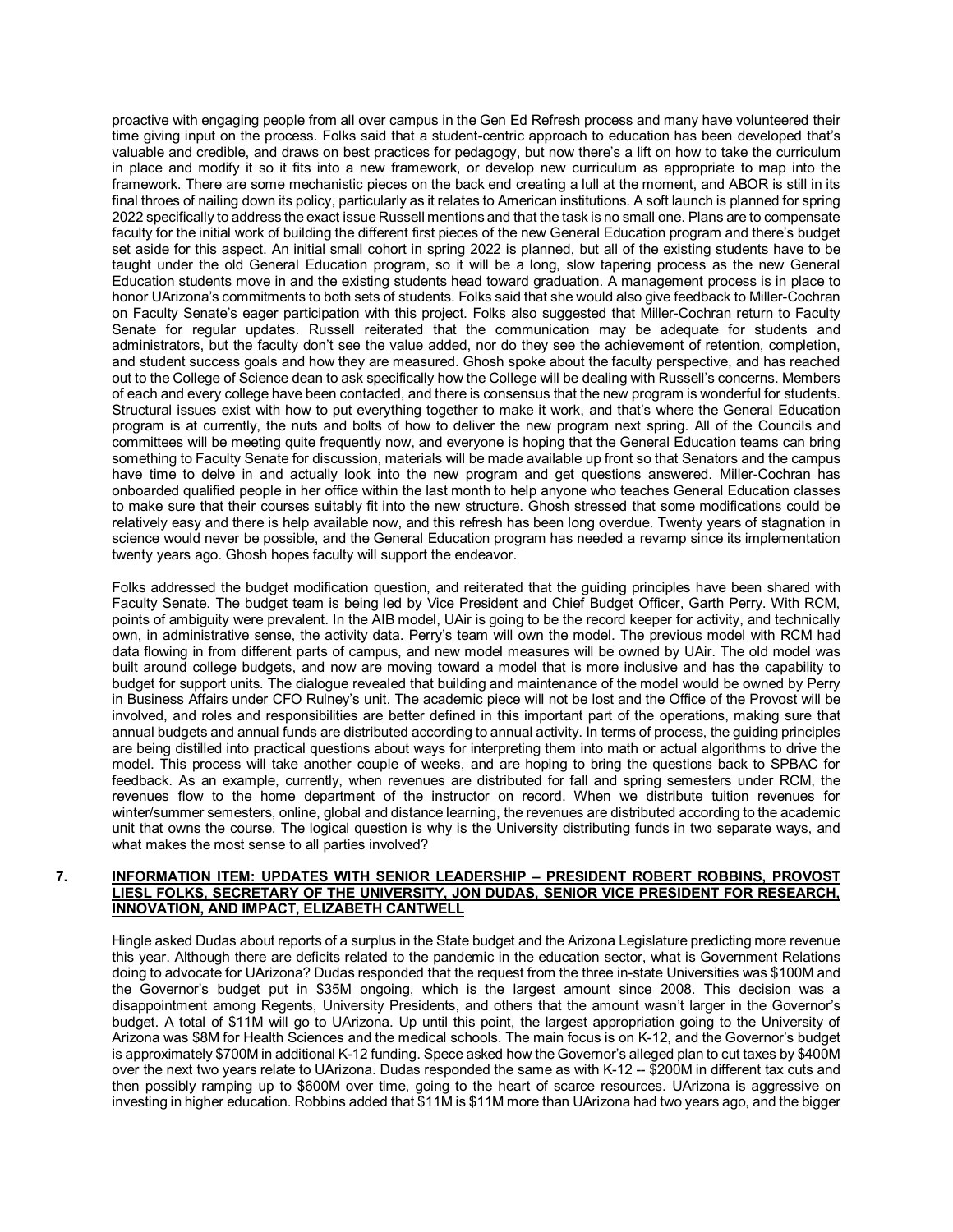proactive with engaging people from all over campus in the Gen Ed Refresh process and many have volunteered their time giving input on the process. Folks said that a student-centric approach to education has been developed that's valuable and credible, and draws on best practices for pedagogy, but now there's a lift on how to take the curriculum in place and modify it so it fits into a new framework, or develop new curriculum as appropriate to map into the framework. There are some mechanistic pieces on the back end creating a lull at the moment, and ABOR is still in its final throes of nailing down its policy, particularly as it relates to American institutions. A soft launch is planned for spring 2022 specifically to address the exact issue Russell mentions and that the task is no small one. Plans are to compensate faculty for the initial work of building the different first pieces of the new General Education program and there's budget set aside for this aspect. An initial small cohort in spring 2022 is planned, but all of the existing students have to be taught under the old General Education program, so it will be a long, slow tapering process as the new General Education students move in and the existing students head toward graduation. A management process is in place to honor UArizona's commitments to both sets of students. Folks said that she would also give feedback to Miller-Cochran on Faculty Senate's eager participation with this project. Folks also suggested that Miller-Cochran return to Faculty Senate for regular updates. Russell reiterated that the communication may be adequate for students and administrators, but the faculty don't see the value added, nor do they see the achievement of retention, completion, and student success goals and how they are measured. Ghosh spoke about the faculty perspective, and has reached out to the College of Science dean to ask specifically how the College will be dealing with Russell's concerns. Members of each and every college have been contacted, and there is consensus that the new program is wonderful for students. Structural issues exist with how to put everything together to make it work, and that's where the General Education program is at currently, the nuts and bolts of how to deliver the new program next spring. All of the Councils and committees will be meeting quite frequently now, and everyone is hoping that the General Education teams can bring something to Faculty Senate for discussion, materials will be made available up front so that Senators and the campus have time to delve in and actually look into the new program and get questions answered. Miller-Cochran has onboarded qualified people in her office within the last month to help anyone who teaches General Education classes to make sure that their courses suitably fit into the new structure. Ghosh stressed that some modifications could be relatively easy and there is help available now, and this refresh has been long overdue. Twenty years of stagnation in science would never be possible, and the General Education program has needed a revamp since its implementation twenty years ago. Ghosh hopes faculty will support the endeavor.

Folks addressed the budget modification question, and reiterated that the guiding principles have been shared with Faculty Senate. The budget team is being led by Vice President and Chief Budget Officer, Garth Perry. With RCM, points of ambiguity were prevalent. In the AIB model, UAir is going to be the record keeper for activity, and technically own, in administrative sense, the activity data. Perry's team will own the model. The previous model with RCM had data flowing in from different parts of campus, and new model measures will be owned by UAir. The old model was built around college budgets, and now are moving toward a model that is more inclusive and has the capability to budget for support units. The dialogue revealed that building and maintenance of the model would be owned by Perry in Business Affairs under CFO Rulney's unit. The academic piece will not be lost and the Office of the Provost will be involved, and roles and responsibilities are better defined in this important part of the operations, making sure that annual budgets and annual funds are distributed according to annual activity. In terms of process, the guiding principles are being distilled into practical questions about ways for interpreting them into math or actual algorithms to drive the model. This process will take another couple of weeks, and are hoping to bring the questions back to SPBAC for feedback. As an example, currently, when revenues are distributed for fall and spring semesters under RCM, the revenues flow to the home department of the instructor on record. When we distribute tuition revenues for winter/summer semesters, online, global and distance learning, the revenues are distributed according to the academic unit that owns the course. The logical question is why is the University distributing funds in two separate ways, and what makes the most sense to all parties involved?

## 7. INFORMATION ITEM: UPDATES WITH SENIOR LEADERSHIP – PRESIDENT ROBERT ROBBINS, PROVOST LIESL FOLKS, SECRETARY OF THE UNIVERSITY, JON DUDAS, SENIOR VICE PRESIDENT FOR RESEARCH, INNOVATION, AND IMPACT, ELIZABETH CANTWELL

Hingle asked Dudas about reports of a surplus in the State budget and the Arizona Legislature predicting more revenue this year. Although there are deficits related to the pandemic in the education sector, what is Government Relations doing to advocate for UArizona? Dudas responded that the request from the three in-state Universities was $100M and the Governor's budget put in $35M ongoing, which is the largest amount since 2008. This decision was a disappointment among Regents, University Presidents, and others that the amount wasn't larger in the Governor's budget. A total of $11M will go to UArizona. Up until this point, the largest appropriation going to the University of Arizona was $8M for Health Sciences and the medical schools. The main focus is on K-12, and the Governor's budget is approximately $700M in additional K-12 funding. Spece asked how the Governor's alleged plan to cut taxes by $400M over the next two years relate to UArizona. Dudas responded the same as with K-12 -- $200M in different tax cuts and then possibly ramping up to $600M over time, going to the heart of scarce resources. UArizona is aggressive on investing in higher education. Robbins added that $11M is $11M more than UArizona had two years ago, and the bigger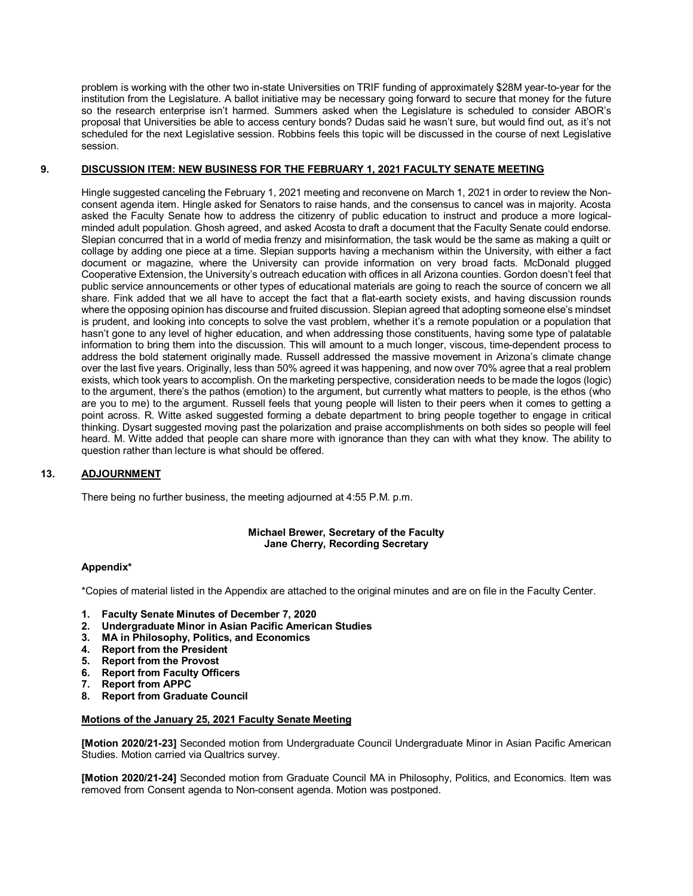problem is working with the other two in-state Universities on TRIF funding of approximately $28M year-to-year for the institution from the Legislature. A ballot initiative may be necessary going forward to secure that money for the future so the research enterprise isn't harmed. Summers asked when the Legislature is scheduled to consider ABOR's proposal that Universities be able to access century bonds? Dudas said he wasn't sure, but would find out, as it's not scheduled for the next Legislative session. Robbins feels this topic will be discussed in the course of next Legislative session.

## 9. DISCUSSION ITEM: NEW BUSINESS FOR THE FEBRUARY 1, 2021 FACULTY SENATE MEETING

Hingle suggested canceling the February 1, 2021 meeting and reconvene on March 1, 2021 in order to review the Non-consent agenda item. Hingle asked for Senators to raise hands, and the consensus to cancel was in majority. Acosta asked the Faculty Senate how to address the citizenry of public education to instruct and produce a more logical-minded adult population. Ghosh agreed, and asked Acosta to draft a document that the Faculty Senate could endorse. Slepian concurred that in a world of media frenzy and misinformation, the task would be the same as making a quilt or collage by adding one piece at a time. Slepian supports having a mechanism within the University, with either a fact document or magazine, where the University can provide information on very broad facts. McDonald plugged Cooperative Extension, the University's outreach education with offices in all Arizona counties. Gordon doesn't feel that public service announcements or other types of educational materials are going to reach the source of concern we all share. Fink added that we all have to accept the fact that a flat-earth society exists, and having discussion rounds where the opposing opinion has discourse and fruited discussion. Slepian agreed that adopting someone else's mindset is prudent, and looking into concepts to solve the vast problem, whether it's a remote population or a population that hasn't gone to any level of higher education, and when addressing those constituents, having some type of palatable information to bring them into the discussion. This will amount to a much longer, viscous, time-dependent process to address the bold statement originally made. Russell addressed the massive movement in Arizona's climate change over the last five years. Originally, less than 50% agreed it was happening, and now over 70% agree that a real problem exists, which took years to accomplish. On the marketing perspective, consideration needs to be made the logos (logic) to the argument, there's the pathos (emotion) to the argument, but currently what matters to people, is the ethos (who are you to me) to the argument. Russell feels that young people will listen to their peers when it comes to getting a point across. R. Witte asked suggested forming a debate department to bring people together to engage in critical thinking. Dysart suggested moving past the polarization and praise accomplishments on both sides so people will feel heard. M. Witte added that people can share more with ignorance than they can with what they know. The ability to question rather than lecture is what should be offered.

## 13. ADJOURNMENT

There being no further business, the meeting adjourned at 4:55 P.M. p.m.

**Michael Brewer, Secretary of the Faculty**
**Jane Cherry, Recording Secretary**

**Appendix***

*Copies of material listed in the Appendix are attached to the original minutes and are on file in the Faculty Center.

1. **Faculty Senate Minutes of December 7, 2020**
2. **Undergraduate Minor in Asian Pacific American Studies**
3. **MA in Philosophy, Politics, and Economics**
4. **Report from the President**
5. **Report from the Provost**
6. **Report from Faculty Officers**
7. **Report from APPC**
8. **Report from Graduate Council**

**Motions of the January 25, 2021 Faculty Senate Meeting**

**[Motion 2020/21-23]** Seconded motion from Undergraduate Council Undergraduate Minor in Asian Pacific American Studies. Motion carried via Qualtrics survey.

**[Motion 2020/21-24]** Seconded motion from Graduate Council MA in Philosophy, Politics, and Economics. Item was removed from Consent agenda to Non-consent agenda. Motion was postponed.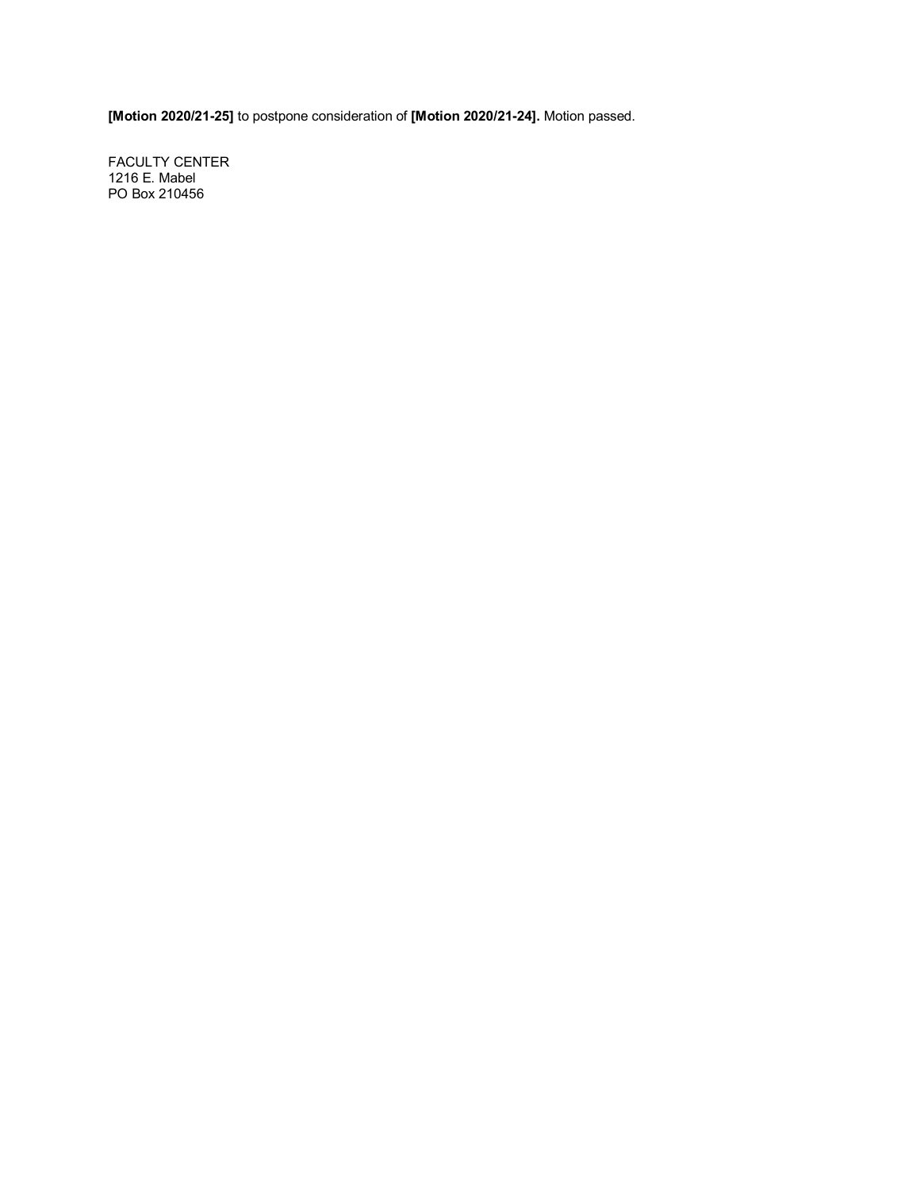**[Motion 2020/21-25]** to postpone consideration of **[Motion 2020/21-24].** Motion passed.

FACULTY CENTER
1216 E. Mabel
PO Box 210456